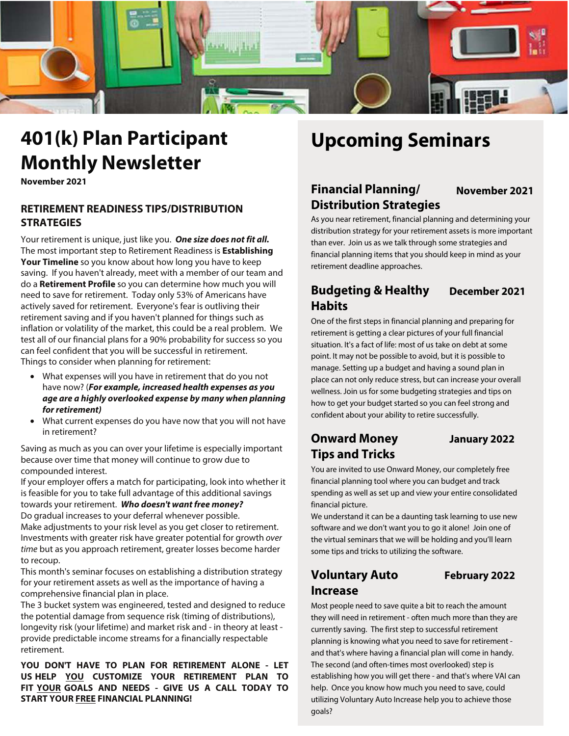# 401(k) Plan Participant Monthly Newsletter

**November 2021**

## RETIREMENT READINESS TIPS/DISTRIBUTION STRATEGIES

Your retirement is unique, just like you. ***One size does not fit all.*** The most important step to Retirement Readiness is **Establishing Your Timeline** so you know about how long you have to keep saving. If you haven't already, meet with a member of our team and do a **Retirement Profile** so you can determine how much you will need to save for retirement. Today only 53% of Americans have actively saved for retirement. Everyone's fear is outliving their retirement saving and if you haven't planned for things such as inflation or volatility of the market, this could be a real problem. We test all of our financial plans for a 90% probability for success so you can feel confident that you will be successful in retirement.
Things to consider when planning for retirement:

- What expenses will you have in retirement that do you not have now? (***For example, increased health expenses as you age are a highly overlooked expense by many when planning for retirement)***
- What current expenses do you have now that you will not have in retirement?

Saving as much as you can over your lifetime is especially important because over time that money will continue to grow due to compounded interest.
If your employer offers a match for participating, look into whether it is feasible for you to take full advantage of this additional savings towards your retirement. ***Who doesn't want free money?***
Do gradual increases to your deferral whenever possible.
Make adjustments to your risk level as you get closer to retirement. Investments with greater risk have greater potential for growth *over time* but as you approach retirement, greater losses become harder to recoup.
This month's seminar focuses on establishing a distribution strategy for your retirement assets as well as the importance of having a comprehensive financial plan in place.
The 3 bucket system was engineered, tested and designed to reduce the potential damage from sequence risk (timing of distributions), longevity risk (your lifetime) and market risk and - in theory at least - provide predictable income streams for a financially respectable retirement.

**YOU DON'T HAVE TO PLAN FOR RETIREMENT ALONE - LET US HELP <u>YOU</u> CUSTOMIZE YOUR RETIREMENT PLAN TO FIT <u>YOUR</u> GOALS AND NEEDS - GIVE US A CALL TODAY TO START YOUR <u>FREE</u> FINANCIAL PLANNING!**

# Upcoming Seminars

### Financial Planning/ Distribution Strategies — November 2021

As you near retirement, financial planning and determining your distribution strategy for your retirement assets is more important than ever. Join us as we talk through some strategies and financial planning items that you should keep in mind as your retirement deadline approaches.

### Budgeting & Healthy Habits — December 2021

One of the first steps in financial planning and preparing for retirement is getting a clear pictures of your full financial situation. It's a fact of life: most of us take on debt at some point. It may not be possible to avoid, but it is possible to manage. Setting up a budget and having a sound plan in place can not only reduce stress, but can increase your overall wellness. Join us for some budgeting strategies and tips on how to get your budget started so you can feel strong and confident about your ability to retire successfully.

### Onward Money Tips and Tricks — January 2022

You are invited to use Onward Money, our completely free financial planning tool where you can budget and track spending as well as set up and view your entire consolidated financial picture.
We understand it can be a daunting task learning to use new software and we don't want you to go it alone! Join one of the virtual seminars that we will be holding and you'll learn some tips and tricks to utilizing the software.

### Voluntary Auto Increase — February 2022

Most people need to save quite a bit to reach the amount they will need in retirement - often much more than they are currently saving. The first step to successful retirement planning is knowing what you need to save for retirement - and that's where having a financial plan will come in handy. The second (and often-times most overlooked) step is establishing how you will get there - and that's where VAI can help. Once you know how much you need to save, could utilizing Voluntary Auto Increase help you to achieve those goals?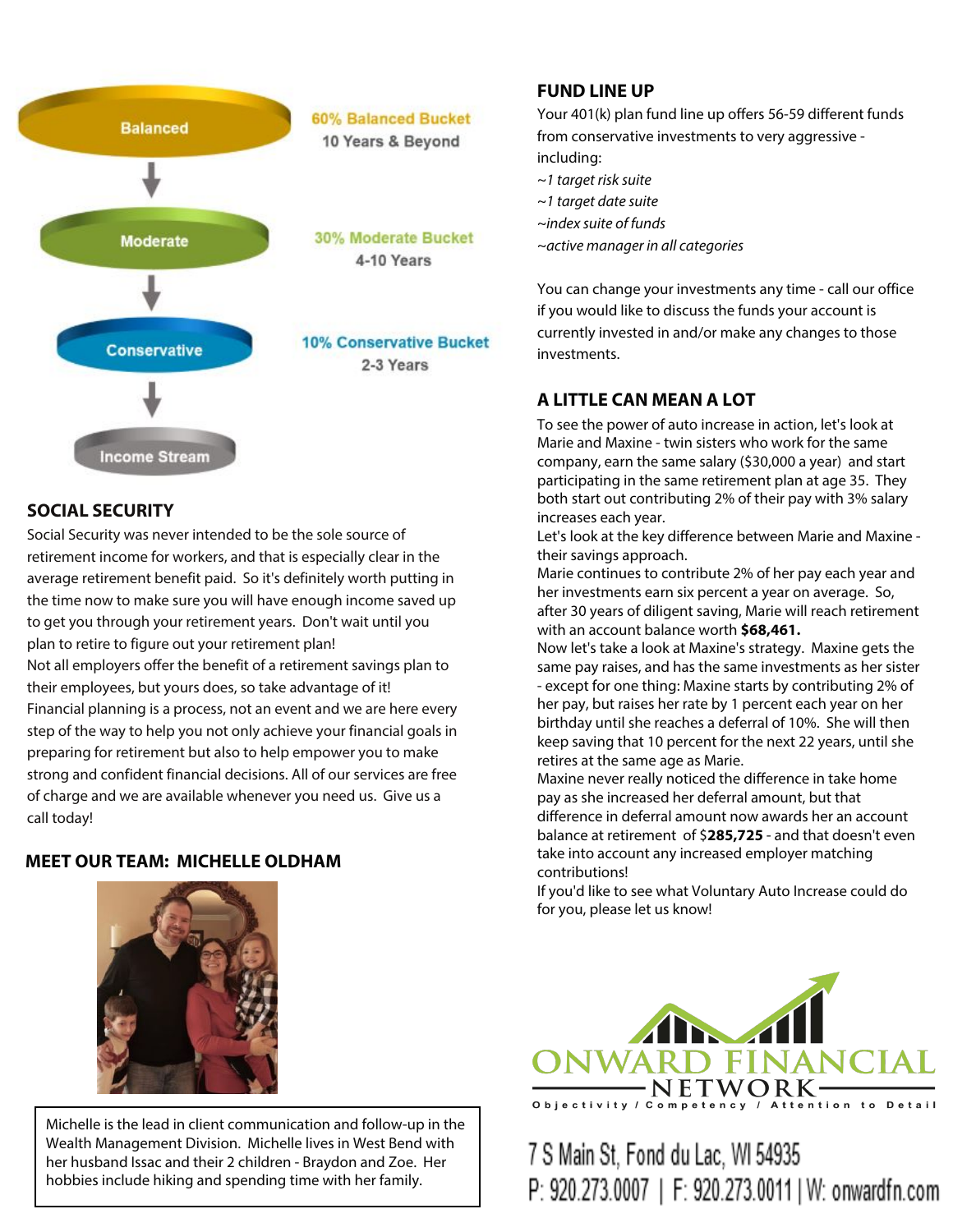Balanced

60% Balanced Bucket
10 Years & Beyond

Moderate

30% Moderate Bucket
4-10 Years

Conservative

10% Conservative Bucket
2-3 Years

Income Stream

## SOCIAL SECURITY

Social Security was never intended to be the sole source of retirement income for workers, and that is especially clear in the average retirement benefit paid. So it's definitely worth putting in the time now to make sure you will have enough income saved up to get you through your retirement years. Don't wait until you plan to retire to figure out your retirement plan!

Not all employers offer the benefit of a retirement savings plan to their employees, but yours does, so take advantage of it!

Financial planning is a process, not an event and we are here every step of the way to help you not only achieve your financial goals in preparing for retirement but also to help empower you to make strong and confident financial decisions. All of our services are free of charge and we are available whenever you need us. Give us a call today!

## MEET OUR TEAM: MICHELLE OLDHAM

Michelle is the lead in client communication and follow-up in the Wealth Management Division. Michelle lives in West Bend with her husband Issac and their 2 children - Braydon and Zoe. Her hobbies include hiking and spending time with her family.

## FUND LINE UP

Your 401(k) plan fund line up offers 56-59 different funds from conservative investments to very aggressive - including:

*~1 target risk suite*
*~1 target date suite*
*~index suite of funds*
*~active manager in all categories*

You can change your investments any time - call our office if you would like to discuss the funds your account is currently invested in and/or make any changes to those investments.

## A LITTLE CAN MEAN A LOT

To see the power of auto increase in action, let's look at Marie and Maxine - twin sisters who work for the same company, earn the same salary ($30,000 a year) and start participating in the same retirement plan at age 35. They both start out contributing 2% of their pay with 3% salary increases each year.

Let's look at the key difference between Marie and Maxine - their savings approach.

Marie continues to contribute 2% of her pay each year and her investments earn six percent a year on average. So, after 30 years of diligent saving, Marie will reach retirement with an account balance worth **$68,461.**

Now let's take a look at Maxine's strategy. Maxine gets the same pay raises, and has the same investments as her sister - except for one thing: Maxine starts by contributing 2% of her pay, but raises her rate by 1 percent each year on her birthday until she reaches a deferral of 10%. She will then keep saving that 10 percent for the next 22 years, until she retires at the same age as Marie.

Maxine never really noticed the difference in take home pay as she increased her deferral amount, but that difference in deferral amount now awards her an account balance at retirement of $**285,725** - and that doesn't even take into account any increased employer matching contributions!

If you'd like to see what Voluntary Auto Increase could do for you, please let us know!

ONWARD FINANCIAL NETWORK
Objectivity / Competency / Attention to Detail

7 S Main St, Fond du Lac, WI 54935
P: 920.273.0007 | F: 920.273.0011 | W: onwardfn.com